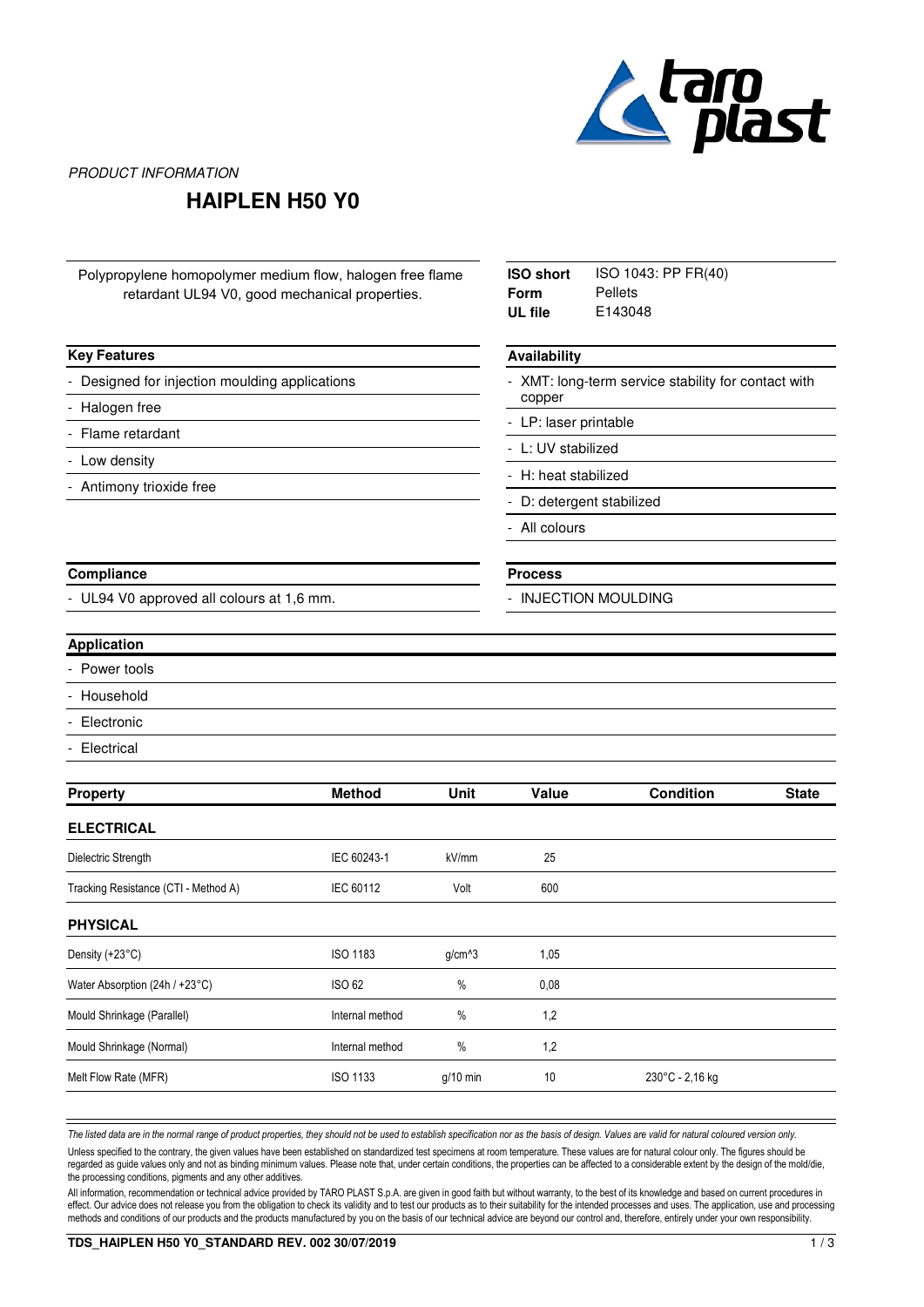*PRODUCT INFORMATION*

# HAIPLEN H50 Y0

Polypropylene homopolymer medium flow, halogen free flame retardant UL94 V0, good mechanical properties.

| | |
|---|---|
| **ISO short** | ISO 1043: PP FR(40) |
| **Form** | Pellets |
| **UL file** | E143048 |

## Key Features

- Designed for injection moulding applications
- Halogen free
- Flame retardant
- Low density
- Antimony trioxide free

## Availability

- XMT: long-term service stability for contact with copper
- LP: laser printable
- L: UV stabilized
- H: heat stabilized
- D: detergent stabilized
- All colours

## Compliance

- UL94 V0 approved all colours at 1,6 mm.

## Process

- INJECTION MOULDING

## Application

- Power tools
- Household
- Electronic
- Electrical

| Property | Method | Unit | Value | Condition | State |
|---|---|---|---|---|---|
| **ELECTRICAL** | | | | | |
| Dielectric Strength | IEC 60243-1 | kV/mm | 25 | | |
| Tracking Resistance (CTI - Method A) | IEC 60112 | Volt | 600 | | |
| **PHYSICAL** | | | | | |
| Density (+23°C) | ISO 1183 | g/cm^3 | 1,05 | | |
| Water Absorption (24h / +23°C) | ISO 62 | % | 0,08 | | |
| Mould Shrinkage (Parallel) | Internal method | % | 1,2 | | |
| Mould Shrinkage (Normal) | Internal method | % | 1,2 | | |
| Melt Flow Rate (MFR) | ISO 1133 | g/10 min | 10 | 230°C - 2,16 kg | |

*The listed data are in the normal range of product properties, they should not be used to establish specification nor as the basis of design. Values are valid for natural coloured version only.*

Unless specified to the contrary, the given values have been established on standardized test specimens at room temperature. These values are for natural colour only. The figures should be regarded as guide values only and not as binding minimum values. Please note that, under certain conditions, the properties can be affected to a considerable extent by the design of the mold/die, the processing conditions, pigments and any other additives.

All information, recommendation or technical advice provided by TARO PLAST S.p.A. are given in good faith but without warranty, to the best of its knowledge and based on current procedures in effect. Our advice does not release you from the obligation to check its validity and to test our products as to their suitability for the intended processes and uses. The application, use and processing methods and conditions of our products and the products manufactured by you on the basis of our technical advice are beyond our control and, therefore, entirely under your own responsibility.

**TDS_HAIPLEN H50 Y0_STANDARD REV. 002 30/07/2019**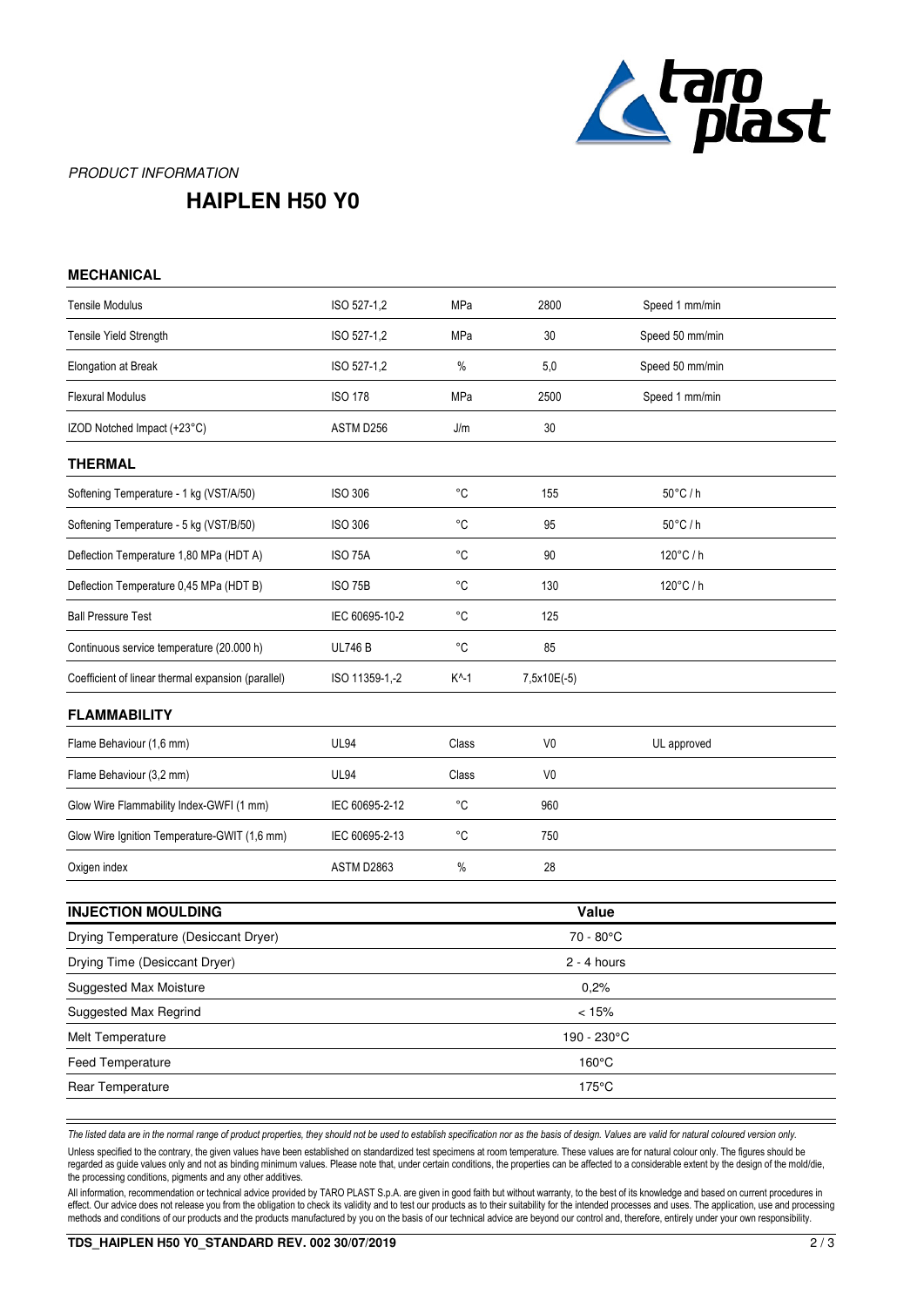*PRODUCT INFORMATION*

# HAIPLEN H50 Y0

## MECHANICAL

| | | | | |
|---|---|---|---|---|
| Tensile Modulus | ISO 527-1,2 | MPa | 2800 | Speed 1 mm/min |
| Tensile Yield Strength | ISO 527-1,2 | MPa | 30 | Speed 50 mm/min |
| Elongation at Break | ISO 527-1,2 | % | 5,0 | Speed 50 mm/min |
| Flexural Modulus | ISO 178 | MPa | 2500 | Speed 1 mm/min |
| IZOD Notched Impact (+23°C) | ASTM D256 | J/m | 30 | |

## THERMAL

| | | | | |
|---|---|---|---|---|
| Softening Temperature - 1 kg (VST/A/50) | ISO 306 | °C | 155 | 50°C / h |
| Softening Temperature - 5 kg (VST/B/50) | ISO 306 | °C | 95 | 50°C / h |
| Deflection Temperature 1,80 MPa (HDT A) | ISO 75A | °C | 90 | 120°C / h |
| Deflection Temperature 0,45 MPa (HDT B) | ISO 75B | °C | 130 | 120°C / h |
| Ball Pressure Test | IEC 60695-10-2 | °C | 125 | |
| Continuous service temperature (20.000 h) | UL746 B | °C | 85 | |
| Coefficient of linear thermal expansion (parallel) | ISO 11359-1,-2 | K^-1 | 7,5x10E(-5) | |

## FLAMMABILITY

| | | | | |
|---|---|---|---|---|
| Flame Behaviour (1,6 mm) | UL94 | Class | V0 | UL approved |
| Flame Behaviour (3,2 mm) | UL94 | Class | V0 | |
| Glow Wire Flammability Index-GWFI (1 mm) | IEC 60695-2-12 | °C | 960 | |
| Glow Wire Ignition Temperature-GWIT (1,6 mm) | IEC 60695-2-13 | °C | 750 | |
| Oxigen index | ASTM D2863 | % | 28 | |

| INJECTION MOULDING | Value |
|---|---|
| Drying Temperature (Desiccant Dryer) | 70 - 80°C |
| Drying Time (Desiccant Dryer) | 2 - 4 hours |
| Suggested Max Moisture | 0,2% |
| Suggested Max Regrind | < 15% |
| Melt Temperature | 190 - 230°C |
| Feed Temperature | 160°C |
| Rear Temperature | 175°C |

*The listed data are in the normal range of product properties, they should not be used to establish specification nor as the basis of design. Values are valid for natural coloured version only.*

Unless specified to the contrary, the given values have been established on standardized test specimens at room temperature. These values are for natural colour only. The figures should be regarded as guide values only and not as binding minimum values. Please note that, under certain conditions, the properties can be affected to a considerable extent by the design of the mold/die, the processing conditions, pigments and any other additives.

All information, recommendation or technical advice provided by TARO PLAST S.p.A. are given in good faith but without warranty, to the best of its knowledge and based on current procedures in effect. Our advice does not release you from the obligation to check its validity and to test our products as to their suitability for the intended processes and uses. The application, use and processing methods and conditions of our products and the products manufactured by you on the basis of our technical advice are beyond our control and, therefore, entirely under your own responsibility.

**TDS_HAIPLEN H50 Y0_STANDARD REV. 002 30/07/2019**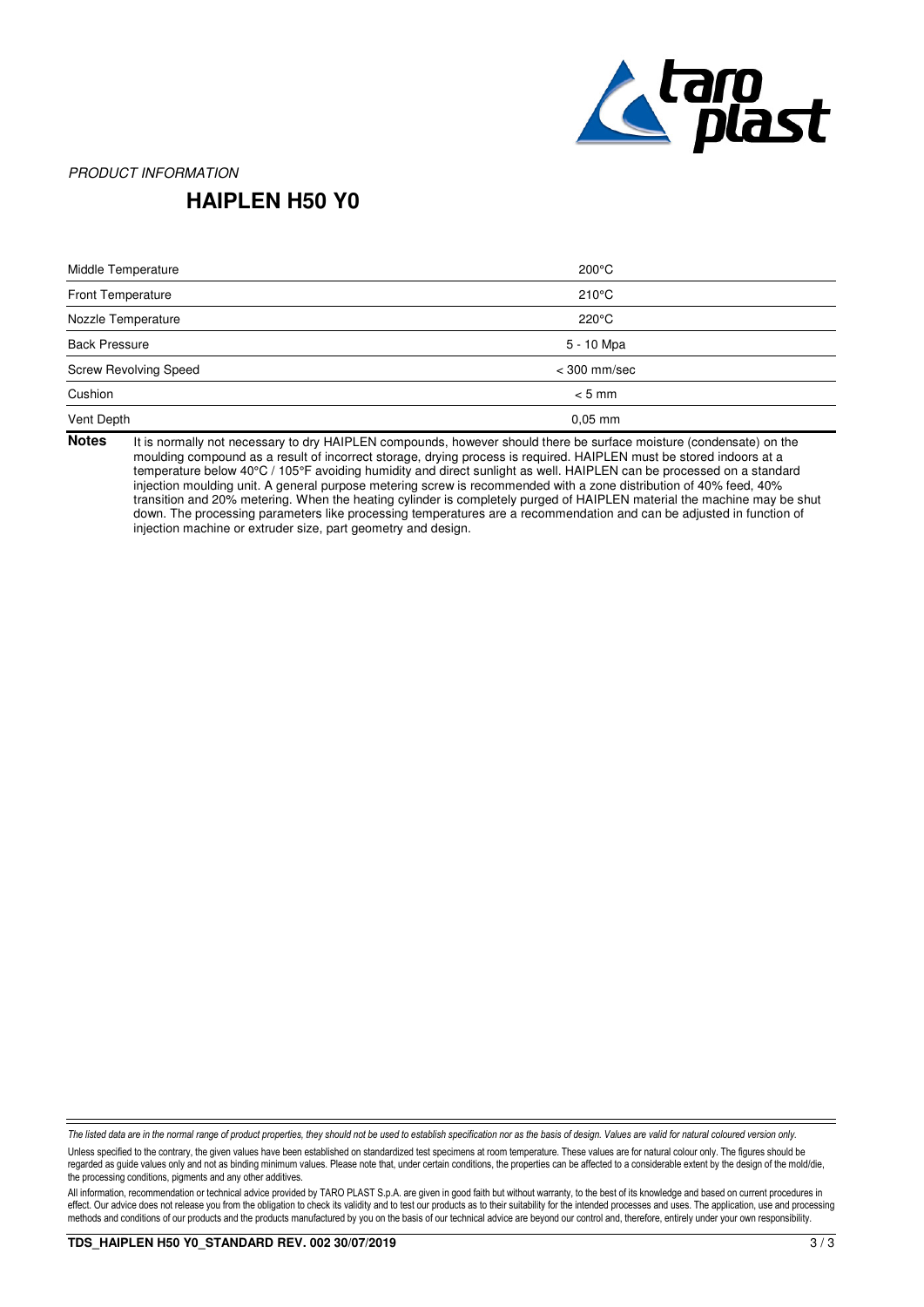*PRODUCT INFORMATION*

# HAIPLEN H50 Y0

| | |
|---|---|
| Middle Temperature | 200°C |
| Front Temperature | 210°C |
| Nozzle Temperature | 220°C |
| Back Pressure | 5 - 10 Mpa |
| Screw Revolving Speed | < 300 mm/sec |
| Cushion | < 5 mm |
| Vent Depth | 0,05 mm |

**Notes** It is normally not necessary to dry HAIPLEN compounds, however should there be surface moisture (condensate) on the moulding compound as a result of incorrect storage, drying process is required. HAIPLEN must be stored indoors at a temperature below 40°C / 105°F avoiding humidity and direct sunlight as well. HAIPLEN can be processed on a standard injection moulding unit. A general purpose metering screw is recommended with a zone distribution of 40% feed, 40% transition and 20% metering. When the heating cylinder is completely purged of HAIPLEN material the machine may be shut down. The processing parameters like processing temperatures are a recommendation and can be adjusted in function of injection machine or extruder size, part geometry and design.

*The listed data are in the normal range of product properties, they should not be used to establish specification nor as the basis of design. Values are valid for natural coloured version only.*

Unless specified to the contrary, the given values have been established on standardized test specimens at room temperature. These values are for natural colour only. The figures should be regarded as guide values only and not as binding minimum values. Please note that, under certain conditions, the properties can be affected to a considerable extent by the design of the mold/die, the processing conditions, pigments and any other additives.

All information, recommendation or technical advice provided by TARO PLAST S.p.A. are given in good faith but without warranty, to the best of its knowledge and based on current procedures in effect. Our advice does not release you from the obligation to check its validity and to test our products as to their suitability for the intended processes and uses. The application, use and processing methods and conditions of our products and the products manufactured by you on the basis of our technical advice are beyond our control and, therefore, entirely under your own responsibility.

**TDS_HAIPLEN H50 Y0_STANDARD REV. 002 30/07/2019**